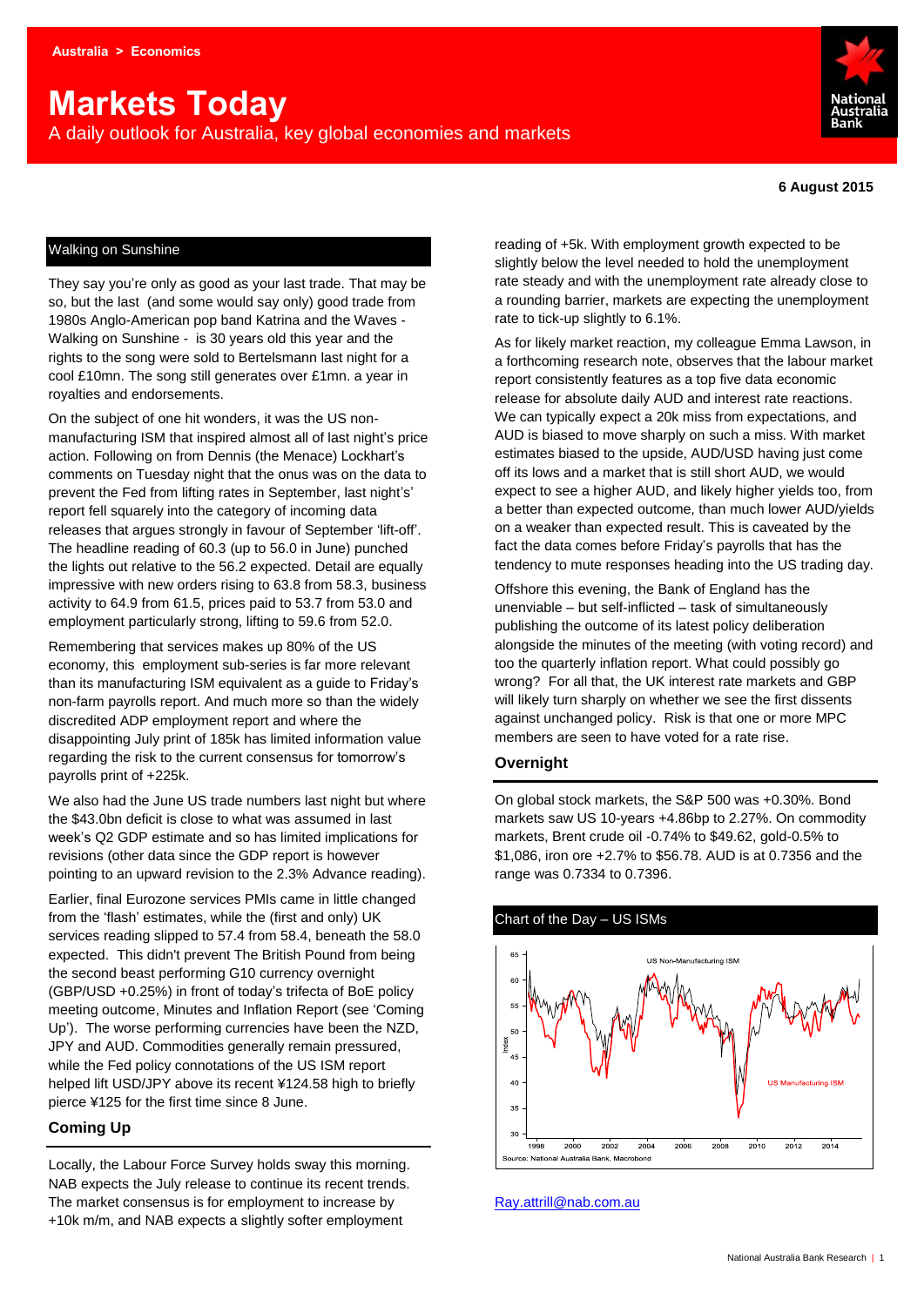Australia > Economics

# Markets Today

A daily outlook for Australia, key global economies and markets

**6 August 2015**

## Walking on Sunshine

They say you're only as good as your last trade. That may be so, but the last (and some would say only) good trade from 1980s Anglo-American pop band Katrina and the Waves - Walking on Sunshine - is 30 years old this year and the rights to the song were sold to Bertelsmann last night for a cool £10mn. The song still generates over £1mn. a year in royalties and endorsements.

On the subject of one hit wonders, it was the US non-manufacturing ISM that inspired almost all of last night's price action. Following on from Dennis (the Menace) Lockhart's comments on Tuesday night that the onus was on the data to prevent the Fed from lifting rates in September, last night's' report fell squarely into the category of incoming data releases that argues strongly in favour of September 'lift-off'. The headline reading of 60.3 (up to 56.0 in June) punched the lights out relative to the 56.2 expected. Detail are equally impressive with new orders rising to 63.8 from 58.3, business activity to 64.9 from 61.5, prices paid to 53.7 from 53.0 and employment particularly strong, lifting to 59.6 from 52.0.

Remembering that services makes up 80% of the US economy, this employment sub-series is far more relevant than its manufacturing ISM equivalent as a guide to Friday's non-farm payrolls report. And much more so than the widely discredited ADP employment report and where the disappointing July print of 185k has limited information value regarding the risk to the current consensus for tomorrow's payrolls print of +225k.

We also had the June US trade numbers last night but where the $43.0bn deficit is close to what was assumed in last week's Q2 GDP estimate and so has limited implications for revisions (other data since the GDP report is however pointing to an upward revision to the 2.3% Advance reading).

Earlier, final Eurozone services PMIs came in little changed from the 'flash' estimates, while the (first and only) UK services reading slipped to 57.4 from 58.4, beneath the 58.0 expected. This didn't prevent The British Pound from being the second beast performing G10 currency overnight (GBP/USD +0.25%) in front of today's trifecta of BoE policy meeting outcome, Minutes and Inflation Report (see 'Coming Up'). The worse performing currencies have been the NZD, JPY and AUD. Commodities generally remain pressured, while the Fed policy connotations of the US ISM report helped lift USD/JPY above its recent ¥124.58 high to briefly pierce ¥125 for the first time since 8 June.

### Coming Up

Locally, the Labour Force Survey holds sway this morning. NAB expects the July release to continue its recent trends. The market consensus is for employment to increase by +10k m/m, and NAB expects a slightly softer employment reading of +5k. With employment growth expected to be slightly below the level needed to hold the unemployment rate steady and with the unemployment rate already close to a rounding barrier, markets are expecting the unemployment rate to tick-up slightly to 6.1%.

As for likely market reaction, my colleague Emma Lawson, in a forthcoming research note, observes that the labour market report consistently features as a top five data economic release for absolute daily AUD and interest rate reactions. We can typically expect a 20k miss from expectations, and AUD is biased to move sharply on such a miss. With market estimates biased to the upside, AUD/USD having just come off its lows and a market that is still short AUD, we would expect to see a higher AUD, and likely higher yields too, from a better than expected outcome, than much lower AUD/yields on a weaker than expected result. This is caveated by the fact the data comes before Friday's payrolls that has the tendency to mute responses heading into the US trading day.

Offshore this evening, the Bank of England has the unenviable – but self-inflicted – task of simultaneously publishing the outcome of its latest policy deliberation alongside the minutes of the meeting (with voting record) and too the quarterly inflation report. What could possibly go wrong? For all that, the UK interest rate markets and GBP will likely turn sharply on whether we see the first dissents against unchanged policy. Risk is that one or more MPC members are seen to have voted for a rate rise.

### Overnight

On global stock markets, the S&P 500 was +0.30%. Bond markets saw US 10-years +4.86bp to 2.27%. On commodity markets, Brent crude oil -0.74% to $49.62, gold-0.5% to $1,086, iron ore +2.7% to $56.78. AUD is at 0.7356 and the range was 0.7334 to 0.7396.

## Chart of the Day – US ISMs

US Non-Manufacturing ISM
US Manufacturing ISM
Index
65
60
55
50
45
40
35
30
1998 2000 2002 2004 2006 2008 2010 2012 2014
Source: National Australia Bank, Macrobond

Ray.attrill@nab.com.au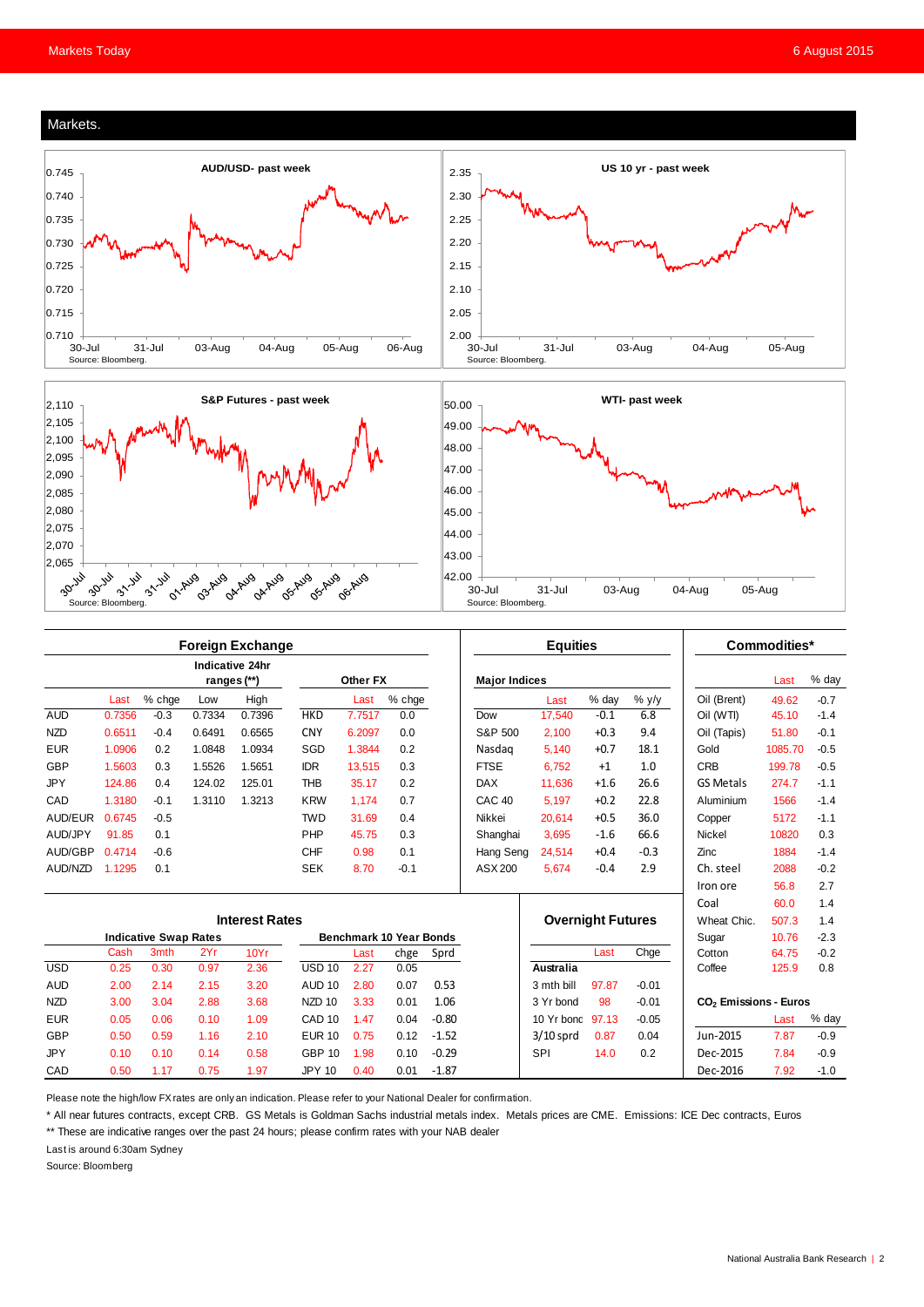## Markets.

AUD/USD- past week

0.745
0.740
0.735
0.730
0.725
0.720
0.715
0.710

30-Jul 31-Jul 03-Aug 04-Aug 05-Aug 06-Aug

Source: Bloomberg.

US 10 yr - past week

2.35
2.30
2.25
2.20
2.15
2.10
2.05
2.00

30-Jul 31-Jul 03-Aug 04-Aug 05-Aug

Source: Bloomberg.

S&P Futures - past week

2,110
2,105
2,100
2,095
2,090
2,085
2,080
2,075
2,070
2,065

30-Jul 30-Jul 31-Jul 31-Jul 01-Aug 03-Aug 04-Aug 04-Aug 05-Aug 05-Aug 06-Aug

Source: Bloomberg.

WTI- past week

50.00
49.00
48.00
47.00
46.00
45.00
44.00
43.00
42.00

30-Jul 31-Jul 03-Aug 04-Aug 05-Aug

Source: Bloomberg.

### Foreign Exchange

| | | | Indicative 24hr ranges (**) | | | Other FX | |
|---|---|---|---|---|---|---|---|
| | Last | % chge | Low | High | | Last | % chge |
| AUD | 0.7356 | -0.3 | 0.7334 | 0.7396 | HKD | 7.7517 | 0.0 |
| NZD | 0.6511 | -0.4 | 0.6491 | 0.6565 | CNY | 6.2097 | 0.0 |
| EUR | 1.0906 | 0.2 | 1.0848 | 1.0934 | SGD | 1.3844 | 0.2 |
| GBP | 1.5603 | 0.3 | 1.5526 | 1.5651 | IDR | 13,515 | 0.3 |
| JPY | 124.86 | 0.4 | 124.02 | 125.01 | THB | 35.17 | 0.2 |
| CAD | 1.3180 | -0.1 | 1.3110 | 1.3213 | KRW | 1,174 | 0.7 |
| AUD/EUR | 0.6745 | -0.5 | | | TWD | 31.69 | 0.4 |
| AUD/JPY | 91.85 | 0.1 | | | PHP | 45.75 | 0.3 |
| AUD/GBP | 0.4714 | -0.6 | | | CHF | 0.98 | 0.1 |
| AUD/NZD | 1.1295 | 0.1 | | | SEK | 8.70 | -0.1 |

### Equities

| Major Indices | Last | % day | % y/y |
|---|---|---|---|
| Dow | 17,540 | -0.1 | 6.8 |
| S&P 500 | 2,100 | +0.3 | 9.4 |
| Nasdaq | 5,140 | +0.7 | 18.1 |
| FTSE | 6,752 | +1 | 1.0 |
| DAX | 11,636 | +1.6 | 26.6 |
| CAC 40 | 5,197 | +0.2 | 22.8 |
| Nikkei | 20,614 | +0.5 | 36.0 |
| Shanghai | 3,695 | -1.6 | 66.6 |
| Hang Seng | 24,514 | +0.4 | -0.3 |
| ASX 200 | 5,674 | -0.4 | 2.9 |

### Commodities*

| | Last | % day |
|---|---|---|
| Oil (Brent) | 49.62 | -0.7 |
| Oil (WTI) | 45.10 | -1.4 |
| Oil (Tapis) | 51.80 | -0.1 |
| Gold | 1085.70 | -0.5 |
| CRB | 199.78 | -0.5 |
| GS Metals | 274.7 | -1.1 |
| Aluminium | 1566 | -1.4 |
| Copper | 5172 | -1.1 |
| Nickel | 10820 | 0.3 |
| Zinc | 1884 | -1.4 |
| Ch. steel | 2088 | -0.2 |
| Iron ore | 56.8 | 2.7 |
| Coal | 60.0 | 1.4 |
| Wheat Chic. | 507.3 | 1.4 |
| Sugar | 10.76 | -2.3 |
| Cotton | 64.75 | -0.2 |
| Coffee | 125.9 | 0.8 |

### Interest Rates

| Indicative Swap Rates | | | | | Benchmark 10 Year Bonds | | | |
|---|---|---|---|---|---|---|---|---|
| | Cash | 3mth | 2Yr | 10Yr | | Last | chge | Sprd |
| USD | 0.25 | 0.30 | 0.97 | 2.36 | USD 10 | 2.27 | 0.05 | |
| AUD | 2.00 | 2.14 | 2.15 | 3.20 | AUD 10 | 2.80 | 0.07 | 0.53 |
| NZD | 3.00 | 3.04 | 2.88 | 3.68 | NZD 10 | 3.33 | 0.01 | 1.06 |
| EUR | 0.05 | 0.06 | 0.10 | 1.09 | CAD 10 | 1.47 | 0.04 | -0.80 |
| GBP | 0.50 | 0.59 | 1.16 | 2.10 | EUR 10 | 0.75 | 0.12 | -1.52 |
| JPY | 0.10 | 0.10 | 0.14 | 0.58 | GBP 10 | 1.98 | 0.10 | -0.29 |
| CAD | 0.50 | 1.17 | 0.75 | 1.97 | JPY 10 | 0.40 | 0.01 | -1.87 |

### Overnight Futures

| | Last | Chge |
|---|---|---|
| **Australia** | | |
| 3 mth bill | 97.87 | -0.01 |
| 3 Yr bond | 98 | -0.01 |
| 10 Yr bond | 97.13 | -0.05 |
| 3/10 sprd | 0.87 | 0.04 |
| SPI | 14.0 | 0.2 |

### $CO_2$ Emissions - Euros

| | Last | % day |
|---|---|---|
| Jun-2015 | 7.87 | -0.9 |
| Dec-2015 | 7.84 | -0.9 |
| Dec-2016 | 7.92 | -1.0 |

Please note the high/low FX rates are only an indication. Please refer to your National Dealer for confirmation.

\* All near futures contracts, except CRB. GS Metals is Goldman Sachs industrial metals index. Metals prices are CME. Emissions: ICE Dec contracts, Euros

** These are indicative ranges over the past 24 hours; please confirm rates with your NAB dealer

Last is around 6:30am Sydney

Source: Bloomberg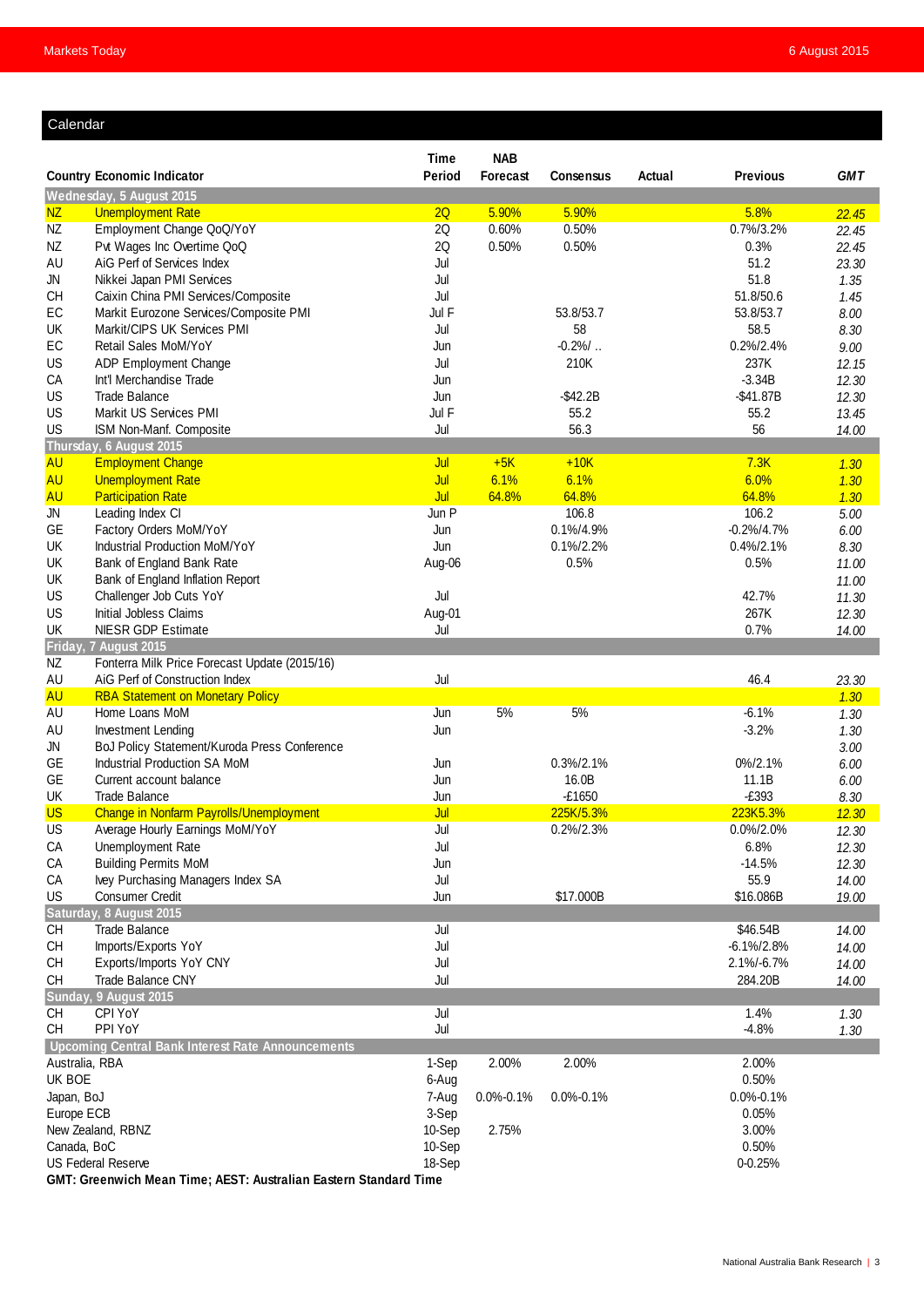## Calendar

| Country | Economic Indicator | Time Period | NAB Forecast | Consensus | Actual | Previous | GMT |
|---|---|---|---|---|---|---|---|
| **Wednesday, 5 August 2015** | | | | | | | |
| NZ | Unemployment Rate | 2Q | 5.90% | 5.90% | | 5.8% | 22.45 |
| NZ | Employment Change QoQ/YoY | 2Q | 0.60% | 0.50% | | 0.7%/3.2% | 22.45 |
| NZ | Pvt Wages Inc Overtime QoQ | 2Q | 0.50% | 0.50% | | 0.3% | 22.45 |
| AU | AiG Perf of Services Index | Jul | | | | 51.2 | 23.30 |
| JN | Nikkei Japan PMI Services | Jul | | | | 51.8 | 1.35 |
| CH | Caixin China PMI Services/Composite | Jul | | | | 51.8/50.6 | 1.45 |
| EC | Markit Eurozone Services/Composite PMI | Jul F | | 53.8/53.7 | | 53.8/53.7 | 8.00 |
| UK | Markit/CIPS UK Services PMI | Jul | | 58 | | 58.5 | 8.30 |
| EC | Retail Sales MoM/YoY | Jun | | -0.2%/ .. | | 0.2%/2.4% | 9.00 |
| US | ADP Employment Change | Jul | | 210K | | 237K | 12.15 |
| CA | Int'l Merchandise Trade | Jun | | | | -3.34B | 12.30 |
| US | Trade Balance | Jun | | -$42.2B | | -$41.87B | 12.30 |
| US | Markit US Services PMI | Jul F | | 55.2 | | 55.2 | 13.45 |
| US | ISM Non-Manf. Composite | Jul | | 56.3 | | 56 | 14.00 |
| **Thursday, 6 August 2015** | | | | | | | |
| AU | Employment Change | Jul | +5K | +10K | | 7.3K | 1.30 |
| AU | Unemployment Rate | Jul | 6.1% | 6.1% | | 6.0% | 1.30 |
| AU | Participation Rate | Jul | 64.8% | 64.8% | | 64.8% | 1.30 |
| JN | Leading Index CI | Jun P | | 106.8 | | 106.2 | 5.00 |
| GE | Factory Orders MoM/YoY | Jun | | 0.1%/4.9% | | -0.2%/4.7% | 6.00 |
| UK | Industrial Production MoM/YoY | Jun | | 0.1%/2.2% | | 0.4%/2.1% | 8.30 |
| UK | Bank of England Bank Rate | Aug-06 | | 0.5% | | 0.5% | 11.00 |
| UK | Bank of England Inflation Report | | | | | | 11.00 |
| US | Challenger Job Cuts YoY | Jul | | | | 42.7% | 11.30 |
| US | Initial Jobless Claims | Aug-01 | | | | 267K | 12.30 |
| UK | NIESR GDP Estimate | Jul | | | | 0.7% | 14.00 |
| **Friday, 7 August 2015** | | | | | | | |
| NZ | Fonterra Milk Price Forecast Update (2015/16) | | | | | | |
| AU | AiG Perf of Construction Index | Jul | | | | 46.4 | 23.30 |
| AU | RBA Statement on Monetary Policy | | | | | | 1.30 |
| AU | Home Loans MoM | Jun | 5% | 5% | | -6.1% | 1.30 |
| AU | Investment Lending | Jun | | | | -3.2% | 1.30 |
| JN | BoJ Policy Statement/Kuroda Press Conference | | | | | | 3.00 |
| GE | Industrial Production SA MoM | Jun | | 0.3%/2.1% | | 0%/2.1% | 6.00 |
| GE | Current account balance | Jun | | 16.0B | | 11.1B | 6.00 |
| UK | Trade Balance | Jun | | -£1650 | | -£393 | 8.30 |
| US | Change in Nonfarm Payrolls/Unemployment | Jul | | 225K/5.3% | | 223K5.3% | 12.30 |
| US | Average Hourly Earnings MoM/YoY | Jul | | 0.2%/2.3% | | 0.0%/2.0% | 12.30 |
| CA | Unemployment Rate | Jul | | | | 6.8% | 12.30 |
| CA | Building Permits MoM | Jun | | | | -14.5% | 12.30 |
| CA | Ivey Purchasing Managers Index SA | Jul | | | | 55.9 | 14.00 |
| US | Consumer Credit | Jun | | $17.000B | | $16.086B | 19.00 |
| **Saturday, 8 August 2015** | | | | | | | |
| CH | Trade Balance | Jul | | | | $46.54B | 14.00 |
| CH | Imports/Exports YoY | Jul | | | | -6.1%/2.8% | 14.00 |
| CH | Exports/Imports YoY CNY | Jul | | | | 2.1%/-6.7% | 14.00 |
| CH | Trade Balance CNY | Jul | | | | 284.20B | 14.00 |
| **Sunday, 9 August 2015** | | | | | | | |
| CH | CPI YoY | Jul | | | | 1.4% | 1.30 |
| CH | PPI YoY | Jul | | | | -4.8% | 1.30 |
| **Upcoming Central Bank Interest Rate Announcements** | | | | | | | |
| Australia, RBA | | 1-Sep | 2.00% | 2.00% | | 2.00% | |
| UK BOE | | 6-Aug | | | | 0.50% | |
| Japan, BoJ | | 7-Aug | 0.0%-0.1% | 0.0%-0.1% | | 0.0%-0.1% | |
| Europe ECB | | 3-Sep | | | | 0.05% | |
| New Zealand, RBNZ | | 10-Sep | 2.75% | | | 3.00% | |
| Canada, BoC | | 10-Sep | | | | 0.50% | |
| US Federal Reserve | | 18-Sep | | | | 0-0.25% | |

**GMT: Greenwich Mean Time; AEST: Australian Eastern Standard Time**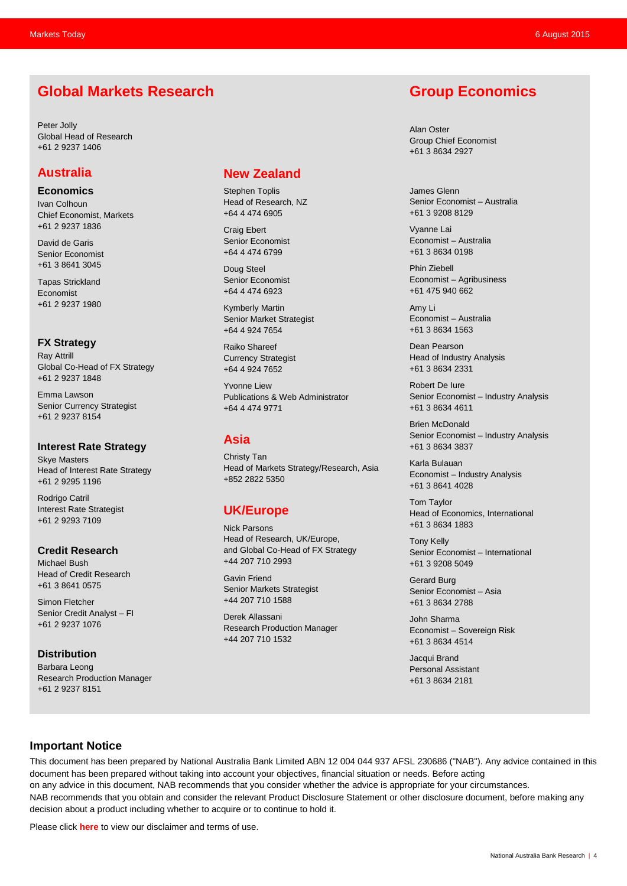# Global Markets Research

Peter Jolly
Global Head of Research
+61 2 9237 1406

## Australia

### Economics

Ivan Colhoun
Chief Economist, Markets
+61 2 9237 1836

David de Garis
Senior Economist
+61 3 8641 3045

Tapas Strickland
Economist
+61 2 9237 1980

### FX Strategy

Ray Attrill
Global Co-Head of FX Strategy
+61 2 9237 1848

Emma Lawson
Senior Currency Strategist
+61 2 9237 8154

### Interest Rate Strategy

Skye Masters
Head of Interest Rate Strategy
+61 2 9295 1196

Rodrigo Catril
Interest Rate Strategist
+61 2 9293 7109

### Credit Research

Michael Bush
Head of Credit Research
+61 3 8641 0575

Simon Fletcher
Senior Credit Analyst – FI
+61 2 9237 1076

### Distribution

Barbara Leong
Research Production Manager
+61 2 9237 8151

## New Zealand

Stephen Toplis
Head of Research, NZ
+64 4 474 6905

Craig Ebert
Senior Economist
+64 4 474 6799

Doug Steel
Senior Economist
+64 4 474 6923

Kymberly Martin
Senior Market Strategist
+64 4 924 7654

Raiko Shareef
Currency Strategist
+64 4 924 7652

Yvonne Liew
Publications & Web Administrator
+64 4 474 9771

## Asia

Christy Tan
Head of Markets Strategy/Research, Asia
+852 2822 5350

## UK/Europe

Nick Parsons
Head of Research, UK/Europe,
and Global Co-Head of FX Strategy
+44 207 710 2993

Gavin Friend
Senior Markets Strategist
+44 207 710 1588

Derek Allassani
Research Production Manager
+44 207 710 1532

# Group Economics

Alan Oster
Group Chief Economist
+61 3 8634 2927

James Glenn
Senior Economist – Australia
+61 3 9208 8129

Vyanne Lai
Economist – Australia
+61 3 8634 0198

Phin Ziebell
Economist – Agribusiness
+61 475 940 662

Amy Li
Economist – Australia
+61 3 8634 1563

Dean Pearson
Head of Industry Analysis
+61 3 8634 2331

Robert De Iure
Senior Economist – Industry Analysis
+61 3 8634 4611

Brien McDonald
Senior Economist – Industry Analysis
+61 3 8634 3837

Karla Bulauan
Economist – Industry Analysis
+61 3 8641 4028

Tom Taylor
Head of Economics, International
+61 3 8634 1883

Tony Kelly
Senior Economist – International
+61 3 9208 5049

Gerard Burg
Senior Economist – Asia
+61 3 8634 2788

John Sharma
Economist – Sovereign Risk
+61 3 8634 4514

Jacqui Brand
Personal Assistant
+61 3 8634 2181

## Important Notice

This document has been prepared by National Australia Bank Limited ABN 12 004 044 937 AFSL 230686 ("NAB"). Any advice contained in this document has been prepared without taking into account your objectives, financial situation or needs. Before acting on any advice in this document, NAB recommends that you consider whether the advice is appropriate for your circumstances.
NAB recommends that you obtain and consider the relevant Product Disclosure Statement or other disclosure document, before making any decision about a product including whether to acquire or to continue to hold it.

Please click **here** to view our disclaimer and terms of use.